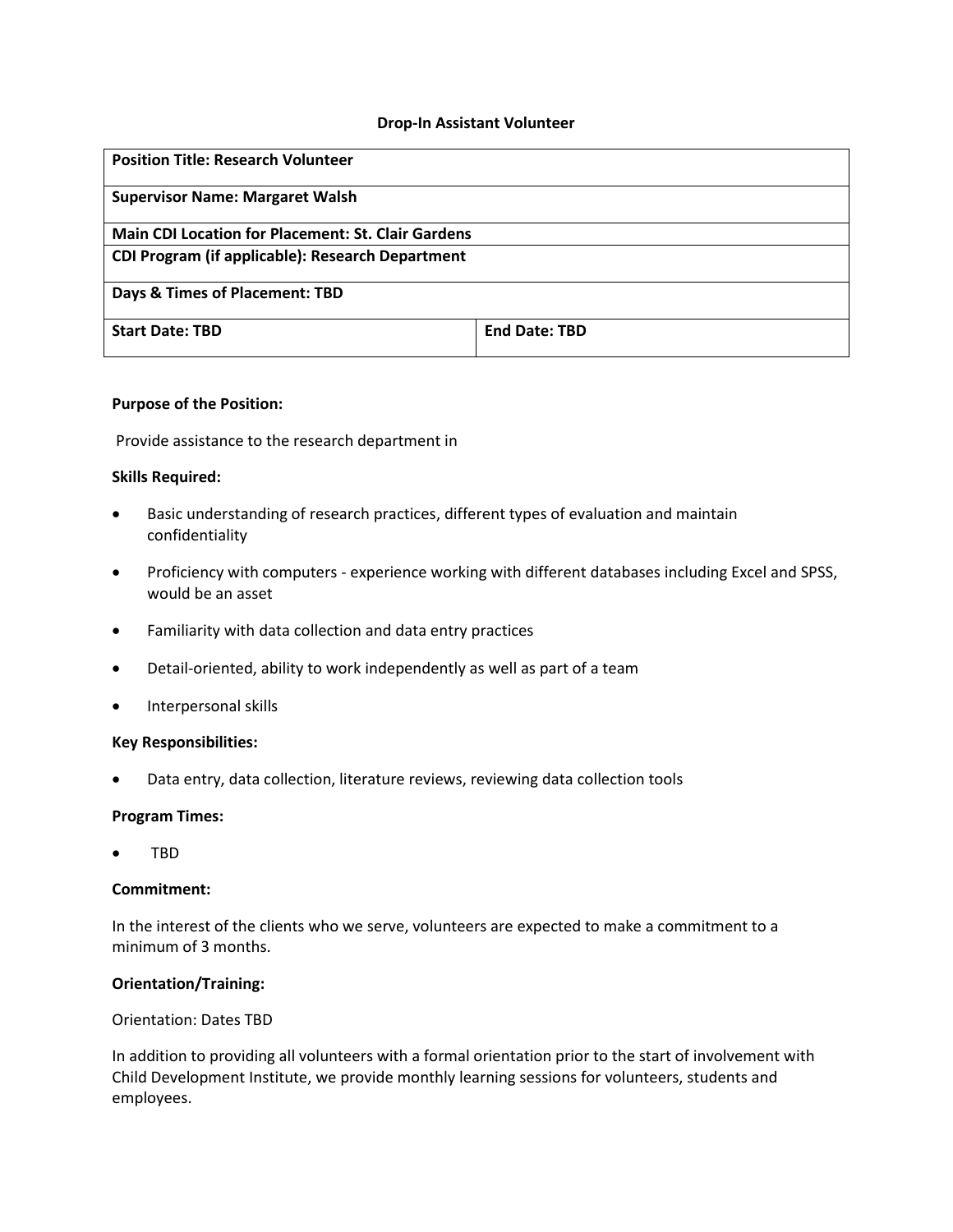**Drop-In Assistant Volunteer**

| **Position Title: Research Volunteer** | |
|---|---|
| **Supervisor Name: Margaret Walsh** | |
| **Main CDI Location for Placement: St. Clair Gardens** | |
| **CDI Program (if applicable): Research Department** | |
| **Days & Times of Placement: TBD** | |
| **Start Date: TBD** | **End Date: TBD** |

**Purpose of the Position:**

Provide assistance to the research department in

**Skills Required:**

- Basic understanding of research practices, different types of evaluation and maintain confidentiality
- Proficiency with computers - experience working with different databases including Excel and SPSS, would be an asset
- Familiarity with data collection and data entry practices
- Detail-oriented, ability to work independently as well as part of a team
- Interpersonal skills

**Key Responsibilities:**

- Data entry, data collection, literature reviews, reviewing data collection tools

**Program Times:**

- TBD

**Commitment:**

In the interest of the clients who we serve, volunteers are expected to make a commitment to a minimum of 3 months.

**Orientation/Training:**

Orientation: Dates TBD

In addition to providing all volunteers with a formal orientation prior to the start of involvement with Child Development Institute, we provide monthly learning sessions for volunteers, students and employees.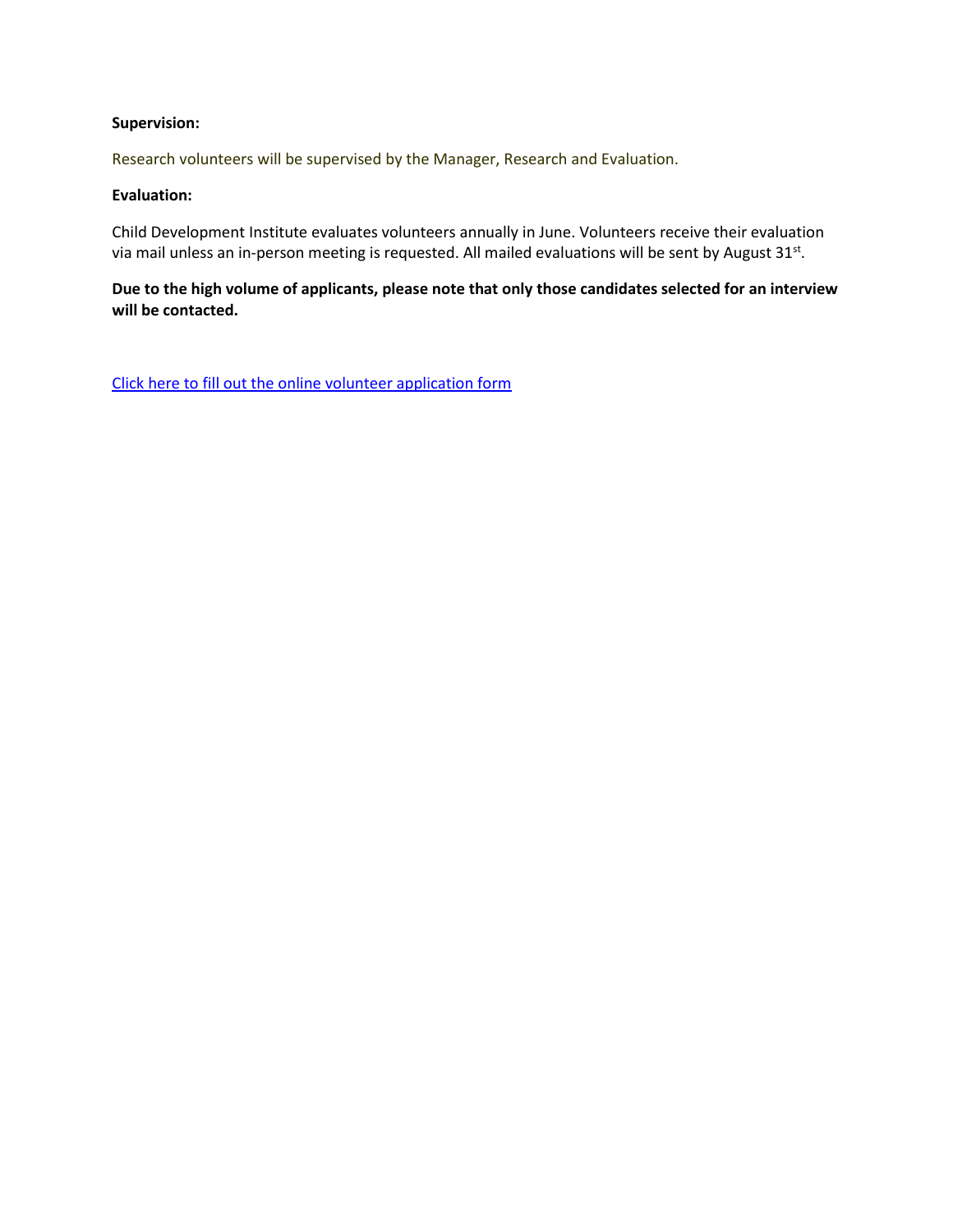**Supervision:**

Research volunteers will be supervised by the Manager, Research and Evaluation.

**Evaluation:**

Child Development Institute evaluates volunteers annually in June. Volunteers receive their evaluation via mail unless an in-person meeting is requested. All mailed evaluations will be sent by August 31st.

**Due to the high volume of applicants, please note that only those candidates selected for an interview will be contacted.**

Click here to fill out the online volunteer application form